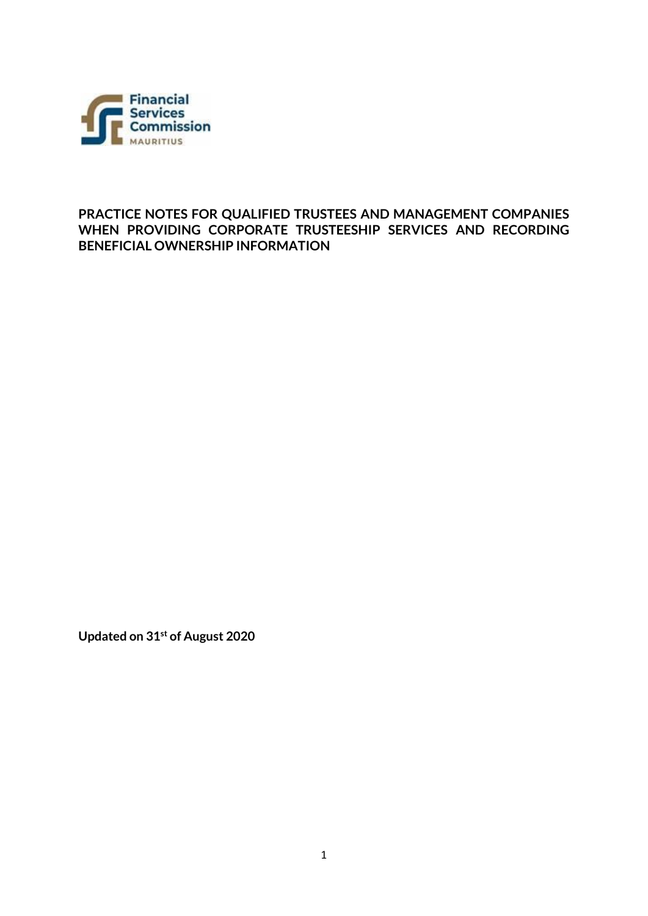Financial Services Commission
MAURITIUS

# PRACTICE NOTES FOR QUALIFIED TRUSTEES AND MANAGEMENT COMPANIES WHEN PROVIDING CORPORATE TRUSTEESHIP SERVICES AND RECORDING BENEFICIAL OWNERSHIP INFORMATION

**Updated on 31st of August 2020**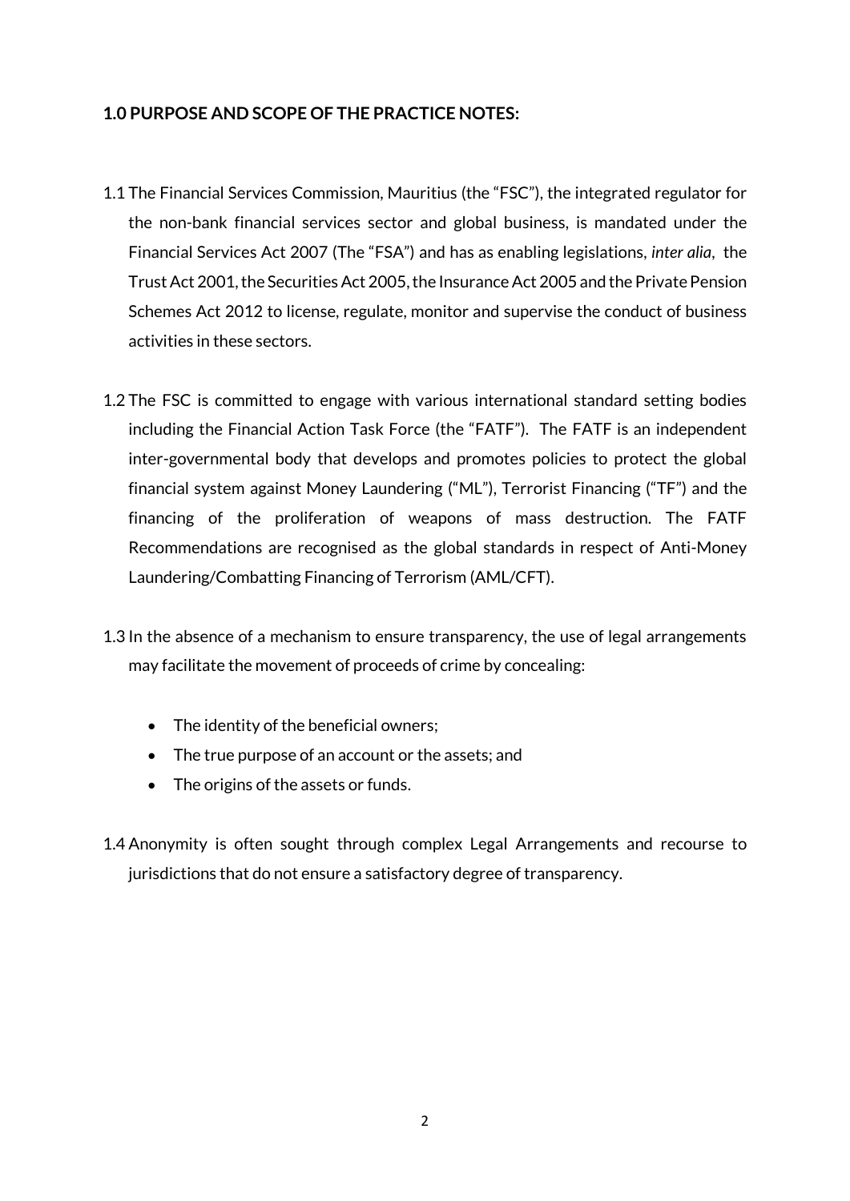## 1.0 PURPOSE AND SCOPE OF THE PRACTICE NOTES:

1.1 The Financial Services Commission, Mauritius (the "FSC"), the integrated regulator for the non-bank financial services sector and global business, is mandated under the Financial Services Act 2007 (The "FSA") and has as enabling legislations, *inter alia*, the Trust Act 2001, the Securities Act 2005, the Insurance Act 2005 and the Private Pension Schemes Act 2012 to license, regulate, monitor and supervise the conduct of business activities in these sectors.

1.2 The FSC is committed to engage with various international standard setting bodies including the Financial Action Task Force (the "FATF"). The FATF is an independent inter-governmental body that develops and promotes policies to protect the global financial system against Money Laundering ("ML"), Terrorist Financing ("TF") and the financing of the proliferation of weapons of mass destruction. The FATF Recommendations are recognised as the global standards in respect of Anti-Money Laundering/Combatting Financing of Terrorism (AML/CFT).

1.3 In the absence of a mechanism to ensure transparency, the use of legal arrangements may facilitate the movement of proceeds of crime by concealing:

- The identity of the beneficial owners;
- The true purpose of an account or the assets; and
- The origins of the assets or funds.

1.4 Anonymity is often sought through complex Legal Arrangements and recourse to jurisdictions that do not ensure a satisfactory degree of transparency.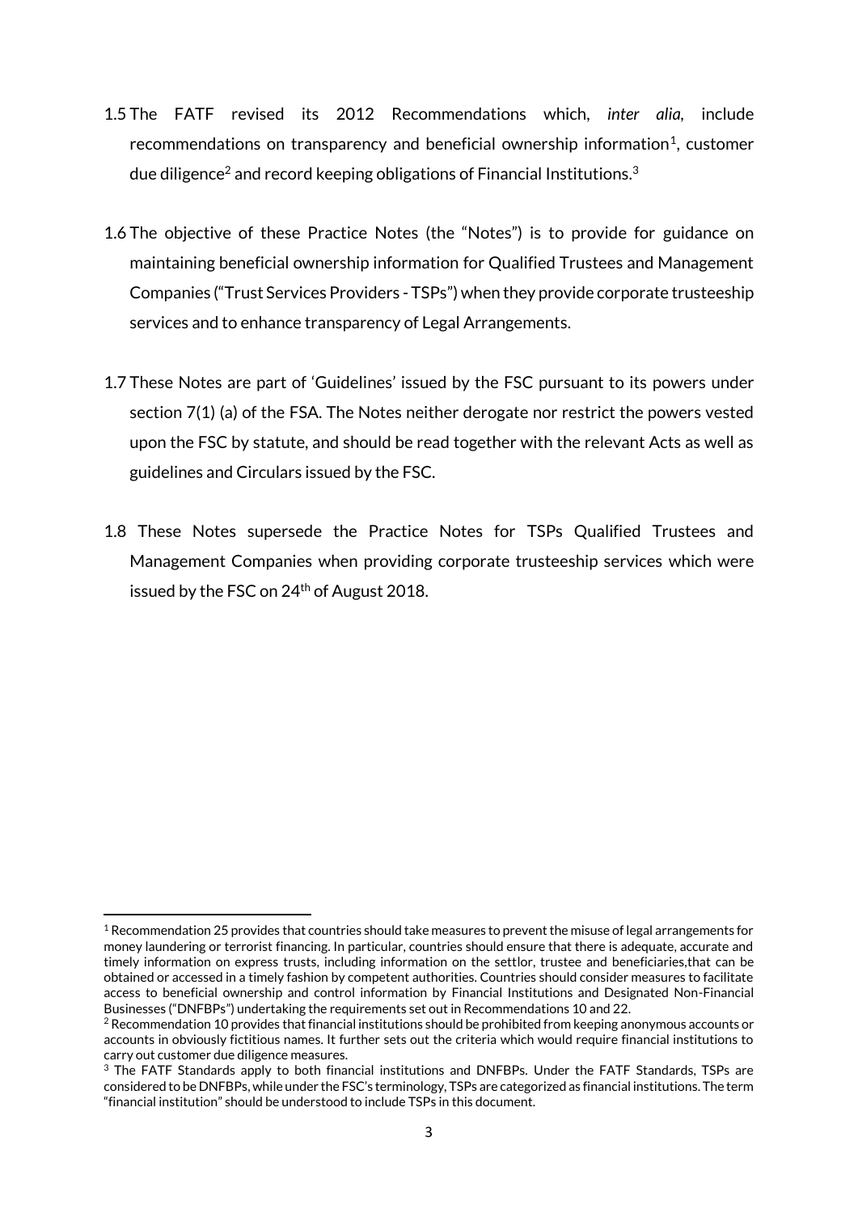1.5 The FATF revised its 2012 Recommendations which, *inter alia*, include recommendations on transparency and beneficial ownership information[1], customer due diligence[2] and record keeping obligations of Financial Institutions.[3]

1.6 The objective of these Practice Notes (the "Notes") is to provide for guidance on maintaining beneficial ownership information for Qualified Trustees and Management Companies ("Trust Services Providers - TSPs") when they provide corporate trusteeship services and to enhance transparency of Legal Arrangements.

1.7 These Notes are part of 'Guidelines' issued by the FSC pursuant to its powers under section 7(1) (a) of the FSA. The Notes neither derogate nor restrict the powers vested upon the FSC by statute, and should be read together with the relevant Acts as well as guidelines and Circulars issued by the FSC.

1.8 These Notes supersede the Practice Notes for TSPs Qualified Trustees and Management Companies when providing corporate trusteeship services which were issued by the FSC on 24th of August 2018.

---

[1] Recommendation 25 provides that countries should take measures to prevent the misuse of legal arrangements for money laundering or terrorist financing. In particular, countries should ensure that there is adequate, accurate and timely information on express trusts, including information on the settlor, trustee and beneficiaries,that can be obtained or accessed in a timely fashion by competent authorities. Countries should consider measures to facilitate access to beneficial ownership and control information by Financial Institutions and Designated Non-Financial Businesses ("DNFBPs") undertaking the requirements set out in Recommendations 10 and 22.

[2] Recommendation 10 provides that financial institutions should be prohibited from keeping anonymous accounts or accounts in obviously fictitious names. It further sets out the criteria which would require financial institutions to carry out customer due diligence measures.

[3] The FATF Standards apply to both financial institutions and DNFBPs. Under the FATF Standards, TSPs are considered to be DNFBPs, while under the FSC's terminology, TSPs are categorized as financial institutions. The term "financial institution" should be understood to include TSPs in this document.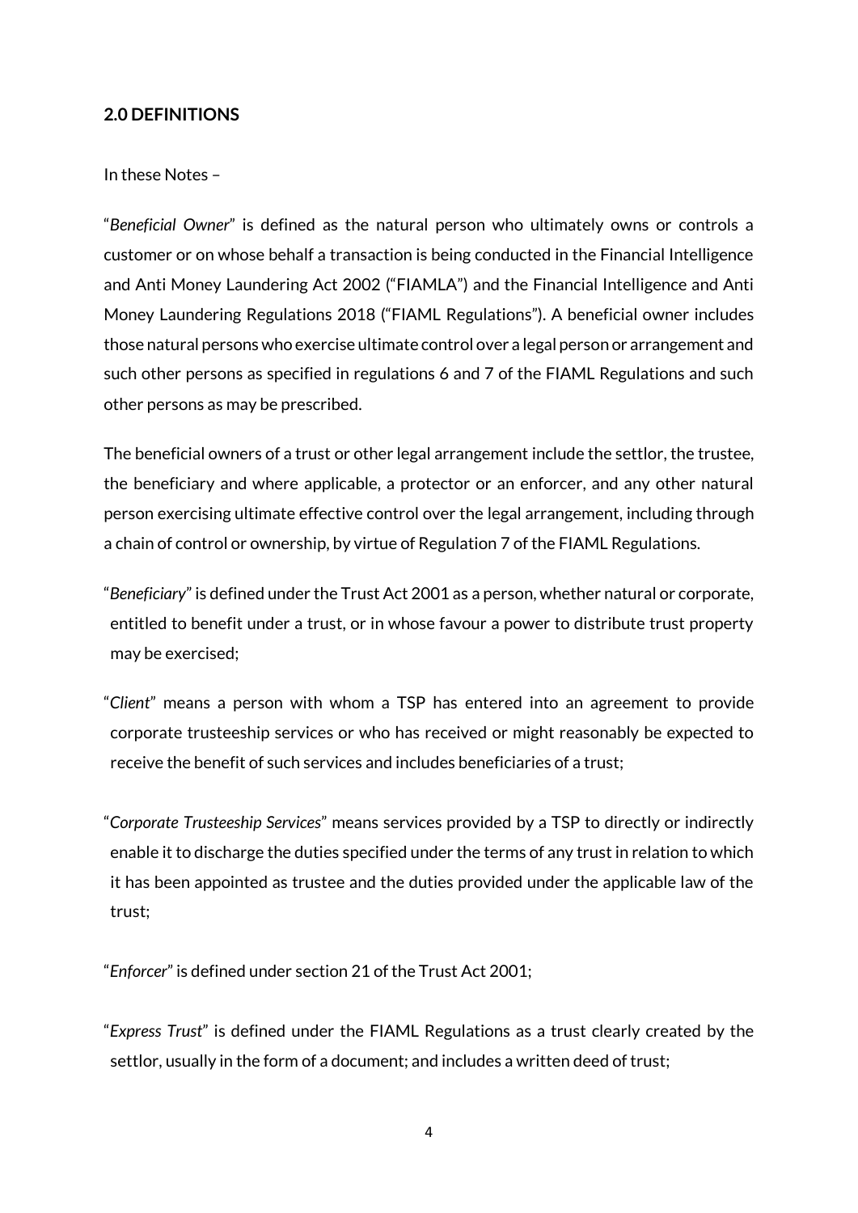## 2.0 DEFINITIONS

In these Notes –

"*Beneficial Owner*" is defined as the natural person who ultimately owns or controls a customer or on whose behalf a transaction is being conducted in the Financial Intelligence and Anti Money Laundering Act 2002 ("FIAMLA") and the Financial Intelligence and Anti Money Laundering Regulations 2018 ("FIAML Regulations"). A beneficial owner includes those natural persons who exercise ultimate control over a legal person or arrangement and such other persons as specified in regulations 6 and 7 of the FIAML Regulations and such other persons as may be prescribed.

The beneficial owners of a trust or other legal arrangement include the settlor, the trustee, the beneficiary and where applicable, a protector or an enforcer, and any other natural person exercising ultimate effective control over the legal arrangement, including through a chain of control or ownership, by virtue of Regulation 7 of the FIAML Regulations.

"*Beneficiary*" is defined under the Trust Act 2001 as a person, whether natural or corporate, entitled to benefit under a trust, or in whose favour a power to distribute trust property may be exercised;

"*Client*" means a person with whom a TSP has entered into an agreement to provide corporate trusteeship services or who has received or might reasonably be expected to receive the benefit of such services and includes beneficiaries of a trust;

"*Corporate Trusteeship Services*" means services provided by a TSP to directly or indirectly enable it to discharge the duties specified under the terms of any trust in relation to which it has been appointed as trustee and the duties provided under the applicable law of the trust;

"*Enforcer*" is defined under section 21 of the Trust Act 2001;

"*Express Trust*" is defined under the FIAML Regulations as a trust clearly created by the settlor, usually in the form of a document; and includes a written deed of trust;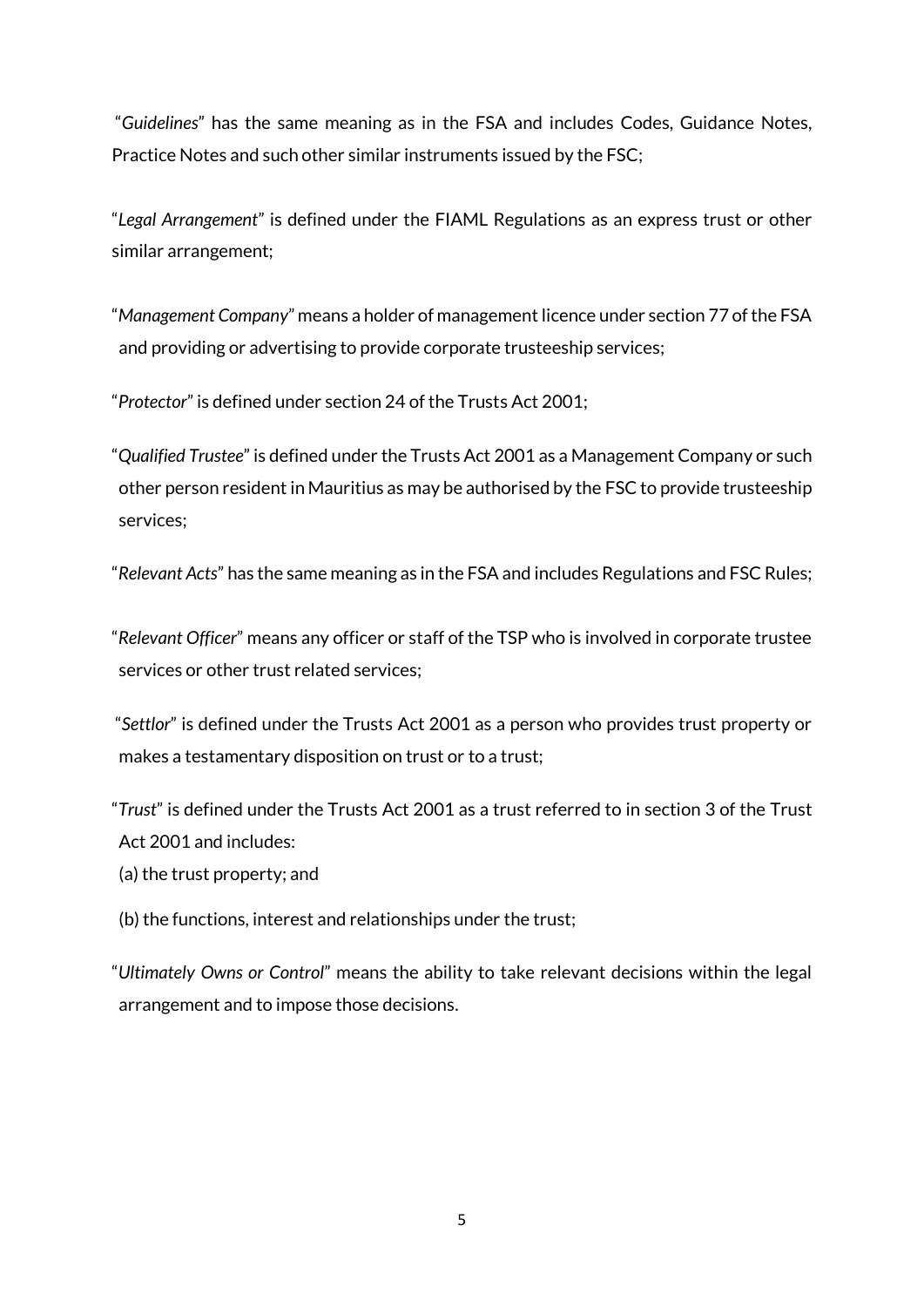"*Guidelines*" has the same meaning as in the FSA and includes Codes, Guidance Notes, Practice Notes and such other similar instruments issued by the FSC;

"*Legal Arrangement*" is defined under the FIAML Regulations as an express trust or other similar arrangement;

"*Management Company*" means a holder of management licence under section 77 of the FSA and providing or advertising to provide corporate trusteeship services;

"*Protector*" is defined under section 24 of the Trusts Act 2001;

"*Qualified Trustee*" is defined under the Trusts Act 2001 as a Management Company or such other person resident in Mauritius as may be authorised by the FSC to provide trusteeship services;

"*Relevant Acts*" has the same meaning as in the FSA and includes Regulations and FSC Rules;

"*Relevant Officer*" means any officer or staff of the TSP who is involved in corporate trustee services or other trust related services;

"*Settlor*" is defined under the Trusts Act 2001 as a person who provides trust property or makes a testamentary disposition on trust or to a trust;

"*Trust*" is defined under the Trusts Act 2001 as a trust referred to in section 3 of the Trust Act 2001 and includes:

(a) the trust property; and

(b) the functions, interest and relationships under the trust;

"*Ultimately Owns or Control*" means the ability to take relevant decisions within the legal arrangement and to impose those decisions.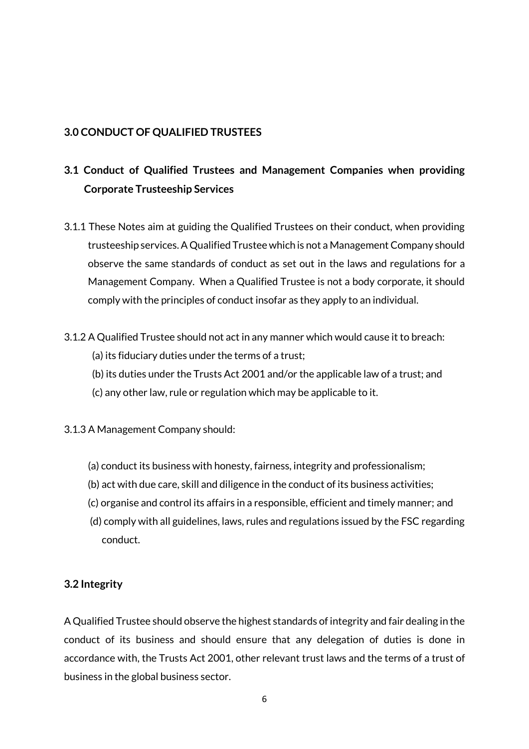## 3.0 CONDUCT OF QUALIFIED TRUSTEES

### 3.1 Conduct of Qualified Trustees and Management Companies when providing Corporate Trusteeship Services

3.1.1 These Notes aim at guiding the Qualified Trustees on their conduct, when providing trusteeship services. A Qualified Trustee which is not a Management Company should observe the same standards of conduct as set out in the laws and regulations for a Management Company. When a Qualified Trustee is not a body corporate, it should comply with the principles of conduct insofar as they apply to an individual.

3.1.2 A Qualified Trustee should not act in any manner which would cause it to breach:

(a) its fiduciary duties under the terms of a trust;

(b) its duties under the Trusts Act 2001 and/or the applicable law of a trust; and

(c) any other law, rule or regulation which may be applicable to it.

3.1.3 A Management Company should:

(a) conduct its business with honesty, fairness, integrity and professionalism;

(b) act with due care, skill and diligence in the conduct of its business activities;

(c) organise and control its affairs in a responsible, efficient and timely manner; and

(d) comply with all guidelines, laws, rules and regulations issued by the FSC regarding conduct.

### 3.2 Integrity

A Qualified Trustee should observe the highest standards of integrity and fair dealing in the conduct of its business and should ensure that any delegation of duties is done in accordance with, the Trusts Act 2001, other relevant trust laws and the terms of a trust of business in the global business sector.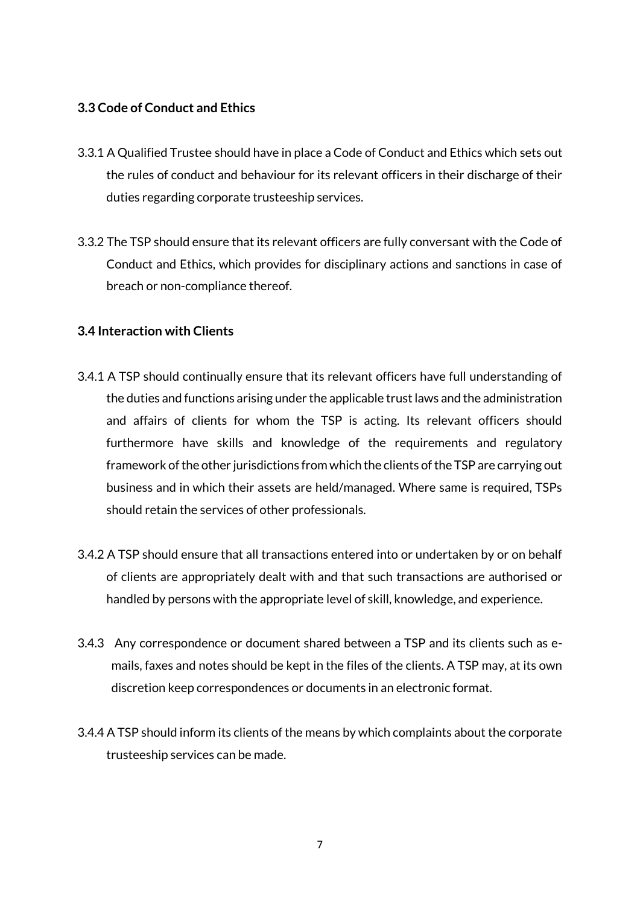### 3.3 Code of Conduct and Ethics

3.3.1 A Qualified Trustee should have in place a Code of Conduct and Ethics which sets out the rules of conduct and behaviour for its relevant officers in their discharge of their duties regarding corporate trusteeship services.

3.3.2 The TSP should ensure that its relevant officers are fully conversant with the Code of Conduct and Ethics, which provides for disciplinary actions and sanctions in case of breach or non-compliance thereof.

### 3.4 Interaction with Clients

3.4.1 A TSP should continually ensure that its relevant officers have full understanding of the duties and functions arising under the applicable trust laws and the administration and affairs of clients for whom the TSP is acting. Its relevant officers should furthermore have skills and knowledge of the requirements and regulatory framework of the other jurisdictions from which the clients of the TSP are carrying out business and in which their assets are held/managed. Where same is required, TSPs should retain the services of other professionals.

3.4.2 A TSP should ensure that all transactions entered into or undertaken by or on behalf of clients are appropriately dealt with and that such transactions are authorised or handled by persons with the appropriate level of skill, knowledge, and experience.

3.4.3 Any correspondence or document shared between a TSP and its clients such as e-mails, faxes and notes should be kept in the files of the clients. A TSP may, at its own discretion keep correspondences or documents in an electronic format.

3.4.4 A TSP should inform its clients of the means by which complaints about the corporate trusteeship services can be made.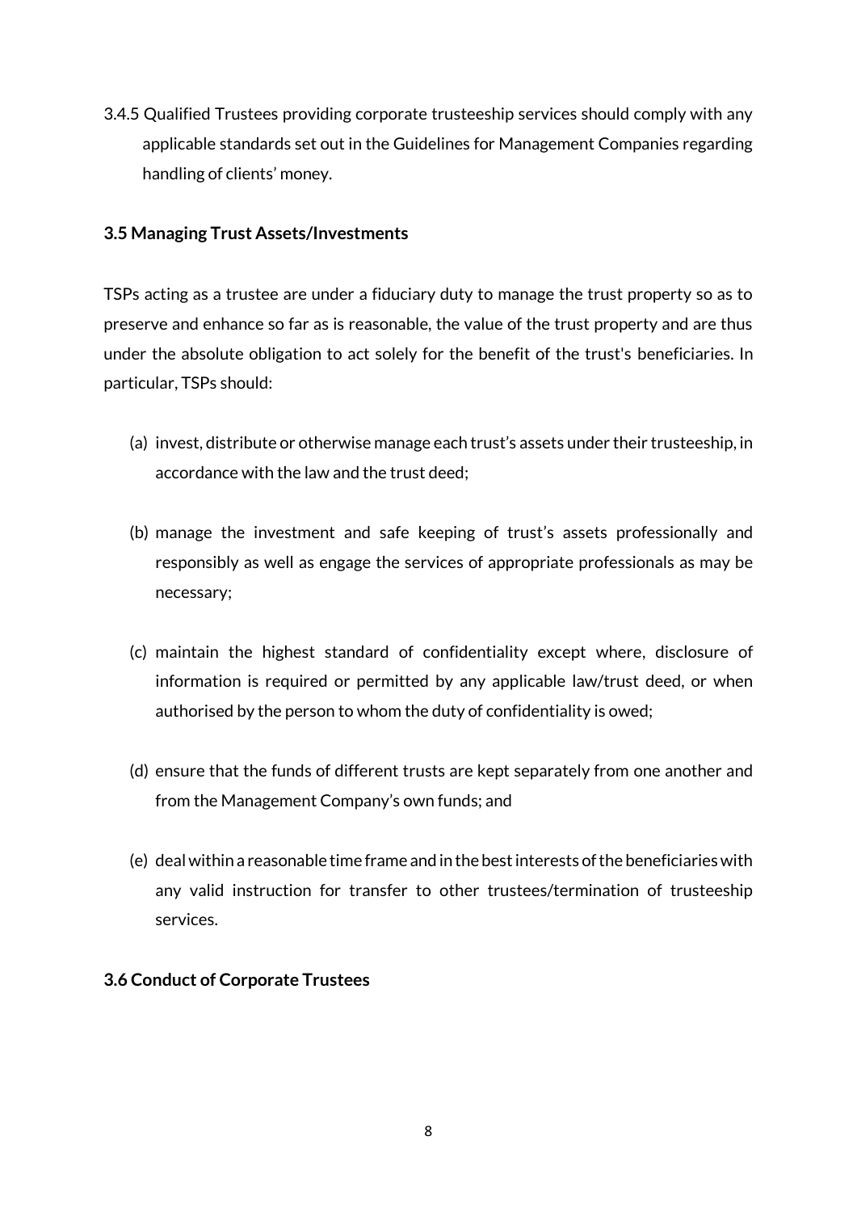3.4.5 Qualified Trustees providing corporate trusteeship services should comply with any applicable standards set out in the Guidelines for Management Companies regarding handling of clients' money.

### 3.5 Managing Trust Assets/Investments

TSPs acting as a trustee are under a fiduciary duty to manage the trust property so as to preserve and enhance so far as is reasonable, the value of the trust property and are thus under the absolute obligation to act solely for the benefit of the trust's beneficiaries. In particular, TSPs should:

(a) invest, distribute or otherwise manage each trust's assets under their trusteeship, in accordance with the law and the trust deed;

(b) manage the investment and safe keeping of trust's assets professionally and responsibly as well as engage the services of appropriate professionals as may be necessary;

(c) maintain the highest standard of confidentiality except where, disclosure of information is required or permitted by any applicable law/trust deed, or when authorised by the person to whom the duty of confidentiality is owed;

(d) ensure that the funds of different trusts are kept separately from one another and from the Management Company's own funds; and

(e) deal within a reasonable time frame and in the best interests of the beneficiaries with any valid instruction for transfer to other trustees/termination of trusteeship services.

### 3.6 Conduct of Corporate Trustees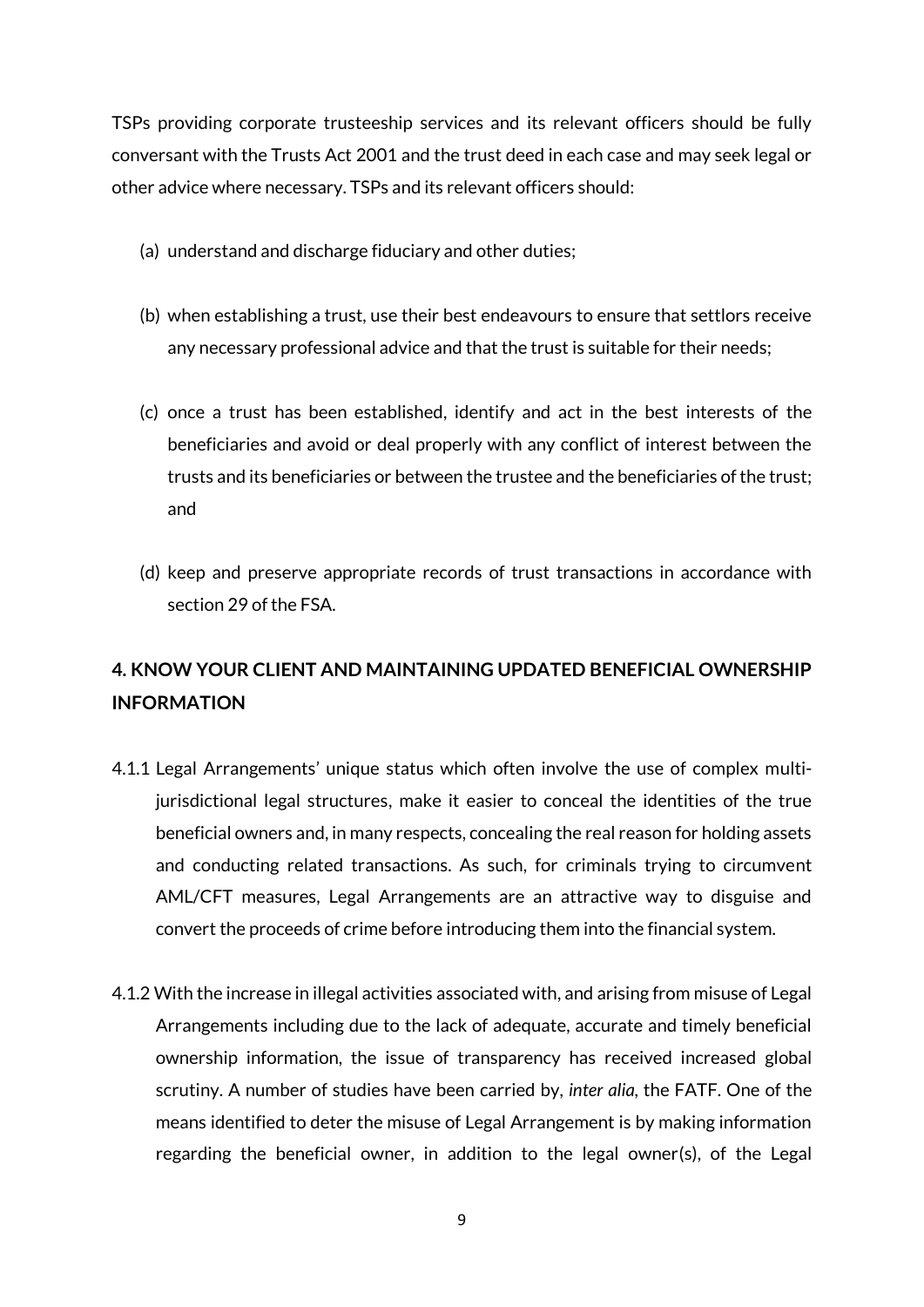TSPs providing corporate trusteeship services and its relevant officers should be fully conversant with the Trusts Act 2001 and the trust deed in each case and may seek legal or other advice where necessary. TSPs and its relevant officers should:

(a) understand and discharge fiduciary and other duties;

(b) when establishing a trust, use their best endeavours to ensure that settlors receive any necessary professional advice and that the trust is suitable for their needs;

(c) once a trust has been established, identify and act in the best interests of the beneficiaries and avoid or deal properly with any conflict of interest between the trusts and its beneficiaries or between the trustee and the beneficiaries of the trust; and

(d) keep and preserve appropriate records of trust transactions in accordance with section 29 of the FSA.

## 4. KNOW YOUR CLIENT AND MAINTAINING UPDATED BENEFICIAL OWNERSHIP INFORMATION

4.1.1 Legal Arrangements' unique status which often involve the use of complex multi-jurisdictional legal structures, make it easier to conceal the identities of the true beneficial owners and, in many respects, concealing the real reason for holding assets and conducting related transactions. As such, for criminals trying to circumvent AML/CFT measures, Legal Arrangements are an attractive way to disguise and convert the proceeds of crime before introducing them into the financial system.

4.1.2 With the increase in illegal activities associated with, and arising from misuse of Legal Arrangements including due to the lack of adequate, accurate and timely beneficial ownership information, the issue of transparency has received increased global scrutiny. A number of studies have been carried by, *inter alia*, the FATF. One of the means identified to deter the misuse of Legal Arrangement is by making information regarding the beneficial owner, in addition to the legal owner(s), of the Legal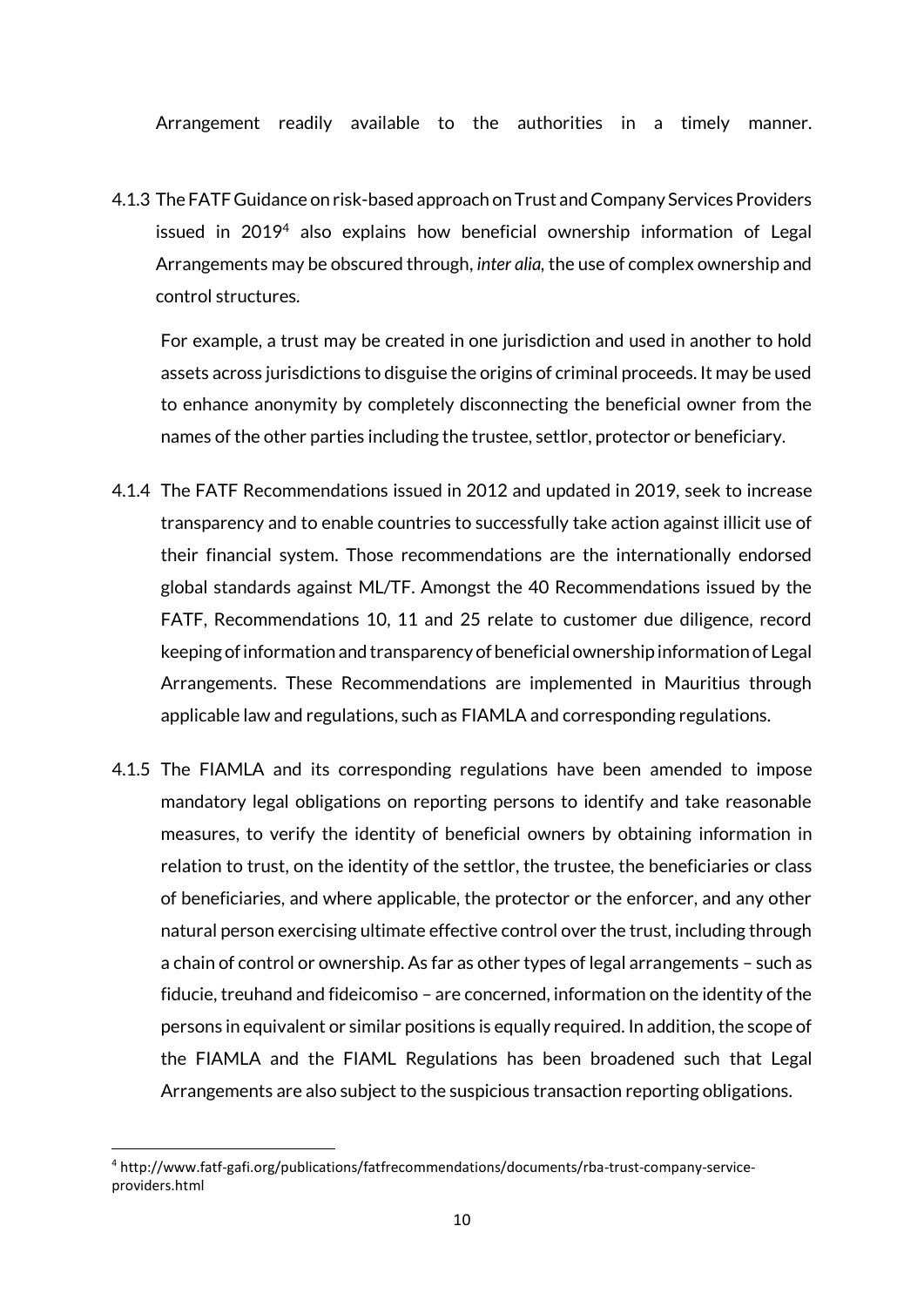Arrangement readily available to the authorities in a timely manner.

4.1.3 The FATF Guidance on risk-based approach on Trust and Company Services Providers issued in 2019[4] also explains how beneficial ownership information of Legal Arrangements may be obscured through, *inter alia*, the use of complex ownership and control structures.

For example, a trust may be created in one jurisdiction and used in another to hold assets across jurisdictions to disguise the origins of criminal proceeds. It may be used to enhance anonymity by completely disconnecting the beneficial owner from the names of the other parties including the trustee, settlor, protector or beneficiary.

4.1.4 The FATF Recommendations issued in 2012 and updated in 2019, seek to increase transparency and to enable countries to successfully take action against illicit use of their financial system. Those recommendations are the internationally endorsed global standards against ML/TF. Amongst the 40 Recommendations issued by the FATF, Recommendations 10, 11 and 25 relate to customer due diligence, record keeping of information and transparency of beneficial ownership information of Legal Arrangements. These Recommendations are implemented in Mauritius through applicable law and regulations, such as FIAMLA and corresponding regulations.

4.1.5 The FIAMLA and its corresponding regulations have been amended to impose mandatory legal obligations on reporting persons to identify and take reasonable measures, to verify the identity of beneficial owners by obtaining information in relation to trust, on the identity of the settlor, the trustee, the beneficiaries or class of beneficiaries, and where applicable, the protector or the enforcer, and any other natural person exercising ultimate effective control over the trust, including through a chain of control or ownership. As far as other types of legal arrangements – such as fiducie, treuhand and fideicomiso – are concerned, information on the identity of the persons in equivalent or similar positions is equally required. In addition, the scope of the FIAMLA and the FIAML Regulations has been broadened such that Legal Arrangements are also subject to the suspicious transaction reporting obligations.

[4] http://www.fatf-gafi.org/publications/fatfrecommendations/documents/rba-trust-company-service-providers.html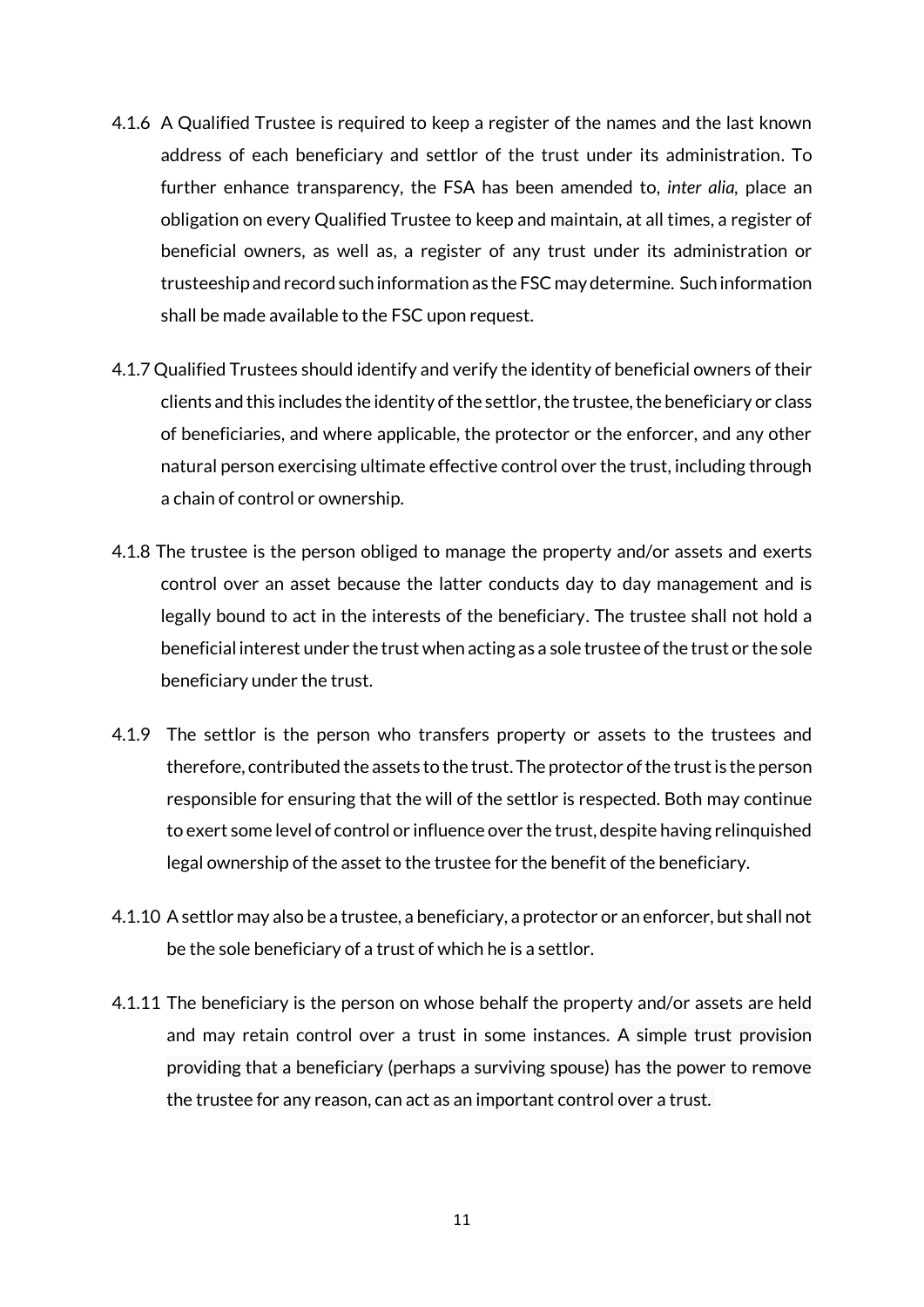4.1.6 A Qualified Trustee is required to keep a register of the names and the last known address of each beneficiary and settlor of the trust under its administration. To further enhance transparency, the FSA has been amended to, *inter alia*, place an obligation on every Qualified Trustee to keep and maintain, at all times, a register of beneficial owners, as well as, a register of any trust under its administration or trusteeship and record such information as the FSC may determine. Such information shall be made available to the FSC upon request.

4.1.7 Qualified Trustees should identify and verify the identity of beneficial owners of their clients and this includes the identity of the settlor, the trustee, the beneficiary or class of beneficiaries, and where applicable, the protector or the enforcer, and any other natural person exercising ultimate effective control over the trust, including through a chain of control or ownership.

4.1.8 The trustee is the person obliged to manage the property and/or assets and exerts control over an asset because the latter conducts day to day management and is legally bound to act in the interests of the beneficiary. The trustee shall not hold a beneficial interest under the trust when acting as a sole trustee of the trust or the sole beneficiary under the trust.

4.1.9 The settlor is the person who transfers property or assets to the trustees and therefore, contributed the assets to the trust. The protector of the trust is the person responsible for ensuring that the will of the settlor is respected. Both may continue to exert some level of control or influence over the trust, despite having relinquished legal ownership of the asset to the trustee for the benefit of the beneficiary.

4.1.10 A settlor may also be a trustee, a beneficiary, a protector or an enforcer, but shall not be the sole beneficiary of a trust of which he is a settlor.

4.1.11 The beneficiary is the person on whose behalf the property and/or assets are held and may retain control over a trust in some instances. A simple trust provision providing that a beneficiary (perhaps a surviving spouse) has the power to remove the trustee for any reason, can act as an important control over a trust.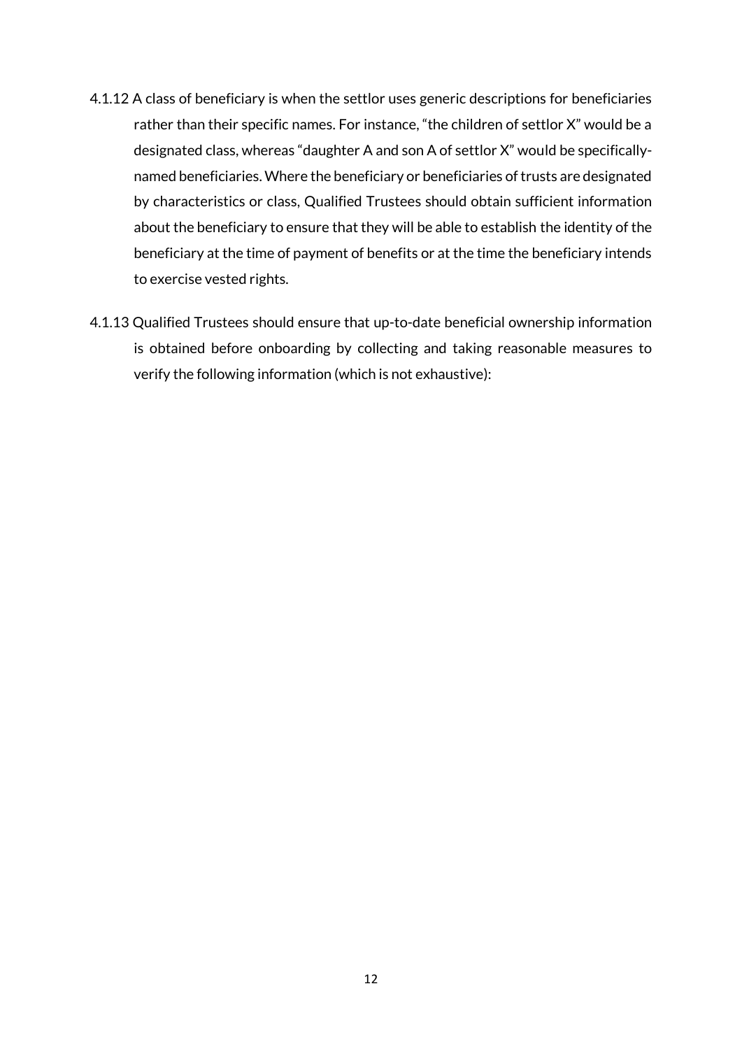4.1.12 A class of beneficiary is when the settlor uses generic descriptions for beneficiaries rather than their specific names. For instance, "the children of settlor X" would be a designated class, whereas "daughter A and son A of settlor X" would be specifically-named beneficiaries. Where the beneficiary or beneficiaries of trusts are designated by characteristics or class, Qualified Trustees should obtain sufficient information about the beneficiary to ensure that they will be able to establish the identity of the beneficiary at the time of payment of benefits or at the time the beneficiary intends to exercise vested rights.

4.1.13 Qualified Trustees should ensure that up-to-date beneficial ownership information is obtained before onboarding by collecting and taking reasonable measures to verify the following information (which is not exhaustive):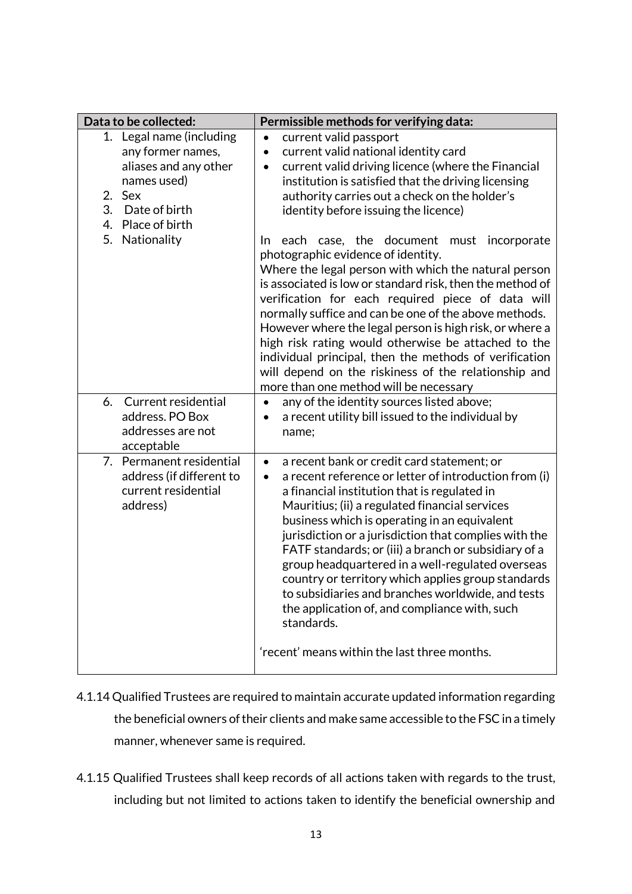| Data to be collected: | Permissible methods for verifying data: |
|---|---|
| 1. Legal name (including any former names, aliases and any other names used)<br>2. Sex<br>3. Date of birth<br>4. Place of birth<br>5. Nationality | • current valid passport<br>• current valid national identity card<br>• current valid driving licence (where the Financial institution is satisfied that the driving licensing authority carries out a check on the holder's identity before issuing the licence)<br><br>In each case, the document must incorporate photographic evidence of identity.<br>Where the legal person with which the natural person is associated is low or standard risk, then the method of verification for each required piece of data will normally suffice and can be one of the above methods. However where the legal person is high risk, or where a high risk rating would otherwise be attached to the individual principal, then the methods of verification will depend on the riskiness of the relationship and more than one method will be necessary |
| 6. Current residential address. PO Box addresses are not acceptable | • any of the identity sources listed above;<br>• a recent utility bill issued to the individual by name; |
| 7. Permanent residential address (if different to current residential address) | • a recent bank or credit card statement; or<br>• a recent reference or letter of introduction from (i) a financial institution that is regulated in Mauritius; (ii) a regulated financial services business which is operating in an equivalent jurisdiction or a jurisdiction that complies with the FATF standards; or (iii) a branch or subsidiary of a group headquartered in a well-regulated overseas country or territory which applies group standards to subsidiaries and branches worldwide, and tests the application of, and compliance with, such standards.<br><br>'recent' means within the last three months. |

4.1.14 Qualified Trustees are required to maintain accurate updated information regarding the beneficial owners of their clients and make same accessible to the FSC in a timely manner, whenever same is required.

4.1.15 Qualified Trustees shall keep records of all actions taken with regards to the trust, including but not limited to actions taken to identify the beneficial ownership and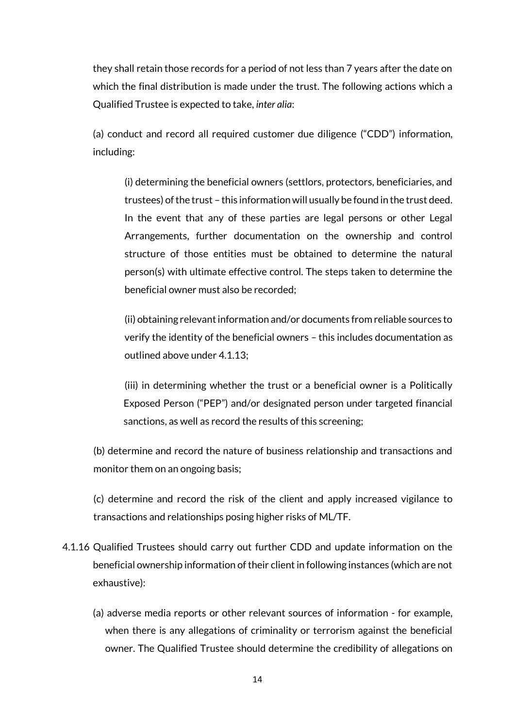they shall retain those records for a period of not less than 7 years after the date on which the final distribution is made under the trust. The following actions which a Qualified Trustee is expected to take, *inter alia*:

(a) conduct and record all required customer due diligence ("CDD") information, including:

> (i) determining the beneficial owners (settlors, protectors, beneficiaries, and trustees) of the trust – this information will usually be found in the trust deed. In the event that any of these parties are legal persons or other Legal Arrangements, further documentation on the ownership and control structure of those entities must be obtained to determine the natural person(s) with ultimate effective control. The steps taken to determine the beneficial owner must also be recorded;
>
> (ii) obtaining relevant information and/or documents from reliable sources to verify the identity of the beneficial owners – this includes documentation as outlined above under 4.1.13;
>
> (iii) in determining whether the trust or a beneficial owner is a Politically Exposed Person ("PEP") and/or designated person under targeted financial sanctions, as well as record the results of this screening;

(b) determine and record the nature of business relationship and transactions and monitor them on an ongoing basis;

(c) determine and record the risk of the client and apply increased vigilance to transactions and relationships posing higher risks of ML/TF.

4.1.16 Qualified Trustees should carry out further CDD and update information on the beneficial ownership information of their client in following instances (which are not exhaustive):

(a) adverse media reports or other relevant sources of information - for example, when there is any allegations of criminality or terrorism against the beneficial owner. The Qualified Trustee should determine the credibility of allegations on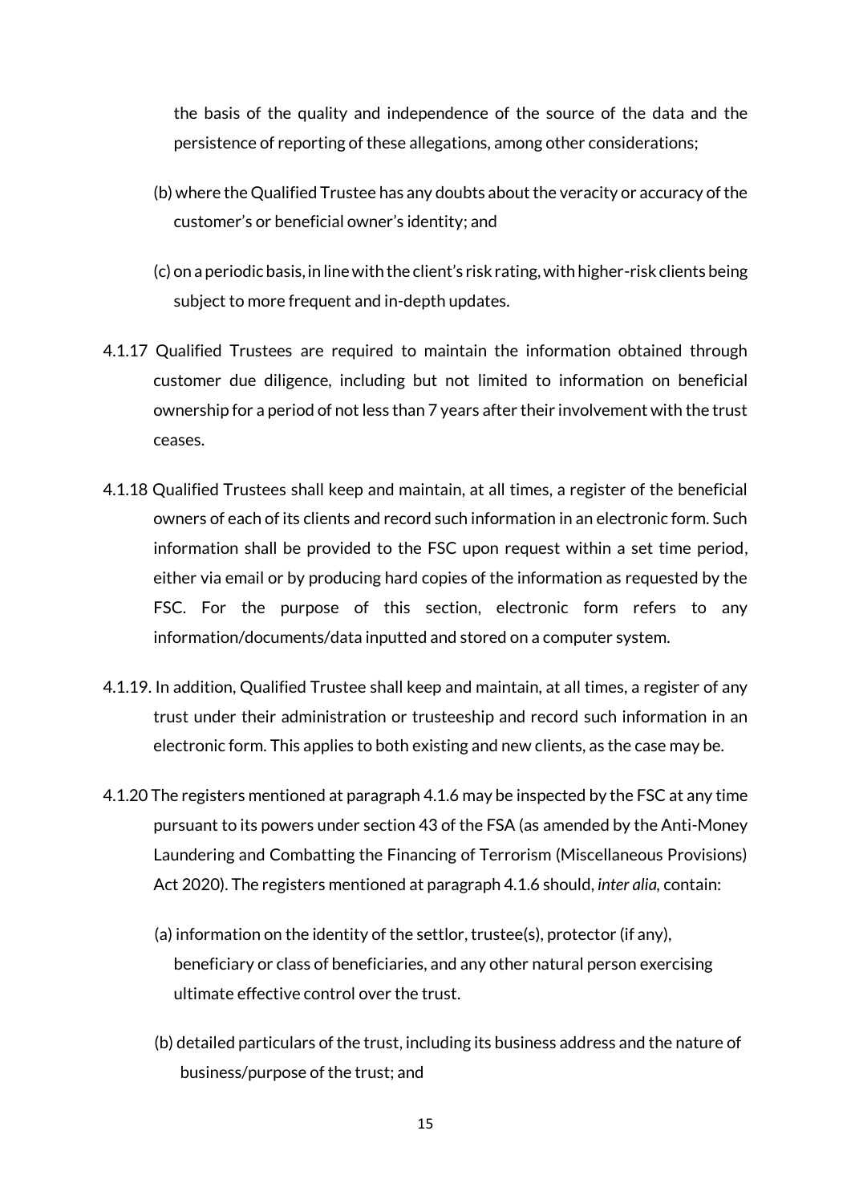the basis of the quality and independence of the source of the data and the persistence of reporting of these allegations, among other considerations;

(b) where the Qualified Trustee has any doubts about the veracity or accuracy of the customer's or beneficial owner's identity; and

(c) on a periodic basis, in line with the client's risk rating, with higher-risk clients being subject to more frequent and in-depth updates.

4.1.17 Qualified Trustees are required to maintain the information obtained through customer due diligence, including but not limited to information on beneficial ownership for a period of not less than 7 years after their involvement with the trust ceases.

4.1.18 Qualified Trustees shall keep and maintain, at all times, a register of the beneficial owners of each of its clients and record such information in an electronic form. Such information shall be provided to the FSC upon request within a set time period, either via email or by producing hard copies of the information as requested by the FSC. For the purpose of this section, electronic form refers to any information/documents/data inputted and stored on a computer system.

4.1.19. In addition, Qualified Trustee shall keep and maintain, at all times, a register of any trust under their administration or trusteeship and record such information in an electronic form. This applies to both existing and new clients, as the case may be.

4.1.20 The registers mentioned at paragraph 4.1.6 may be inspected by the FSC at any time pursuant to its powers under section 43 of the FSA (as amended by the Anti-Money Laundering and Combatting the Financing of Terrorism (Miscellaneous Provisions) Act 2020). The registers mentioned at paragraph 4.1.6 should, *inter alia,* contain:

(a) information on the identity of the settlor, trustee(s), protector (if any), beneficiary or class of beneficiaries, and any other natural person exercising ultimate effective control over the trust.

(b) detailed particulars of the trust, including its business address and the nature of business/purpose of the trust; and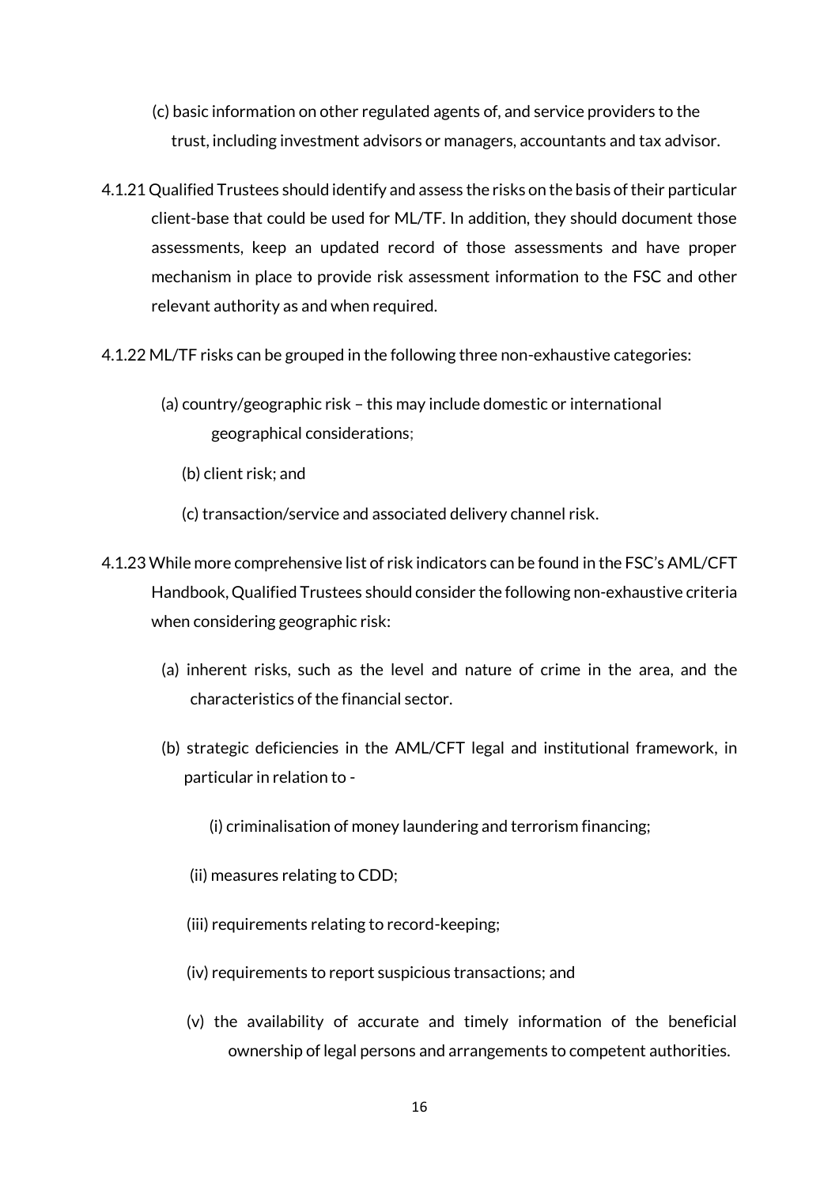(c) basic information on other regulated agents of, and service providers to the trust, including investment advisors or managers, accountants and tax advisor.

4.1.21 Qualified Trustees should identify and assess the risks on the basis of their particular client-base that could be used for ML/TF. In addition, they should document those assessments, keep an updated record of those assessments and have proper mechanism in place to provide risk assessment information to the FSC and other relevant authority as and when required.

4.1.22 ML/TF risks can be grouped in the following three non-exhaustive categories:

(a) country/geographic risk – this may include domestic or international geographical considerations;

(b) client risk; and

(c) transaction/service and associated delivery channel risk.

4.1.23 While more comprehensive list of risk indicators can be found in the FSC's AML/CFT Handbook, Qualified Trustees should consider the following non-exhaustive criteria when considering geographic risk:

(a) inherent risks, such as the level and nature of crime in the area, and the characteristics of the financial sector.

(b) strategic deficiencies in the AML/CFT legal and institutional framework, in particular in relation to -

(i) criminalisation of money laundering and terrorism financing;

(ii) measures relating to CDD;

(iii) requirements relating to record-keeping;

(iv) requirements to report suspicious transactions; and

(v) the availability of accurate and timely information of the beneficial ownership of legal persons and arrangements to competent authorities.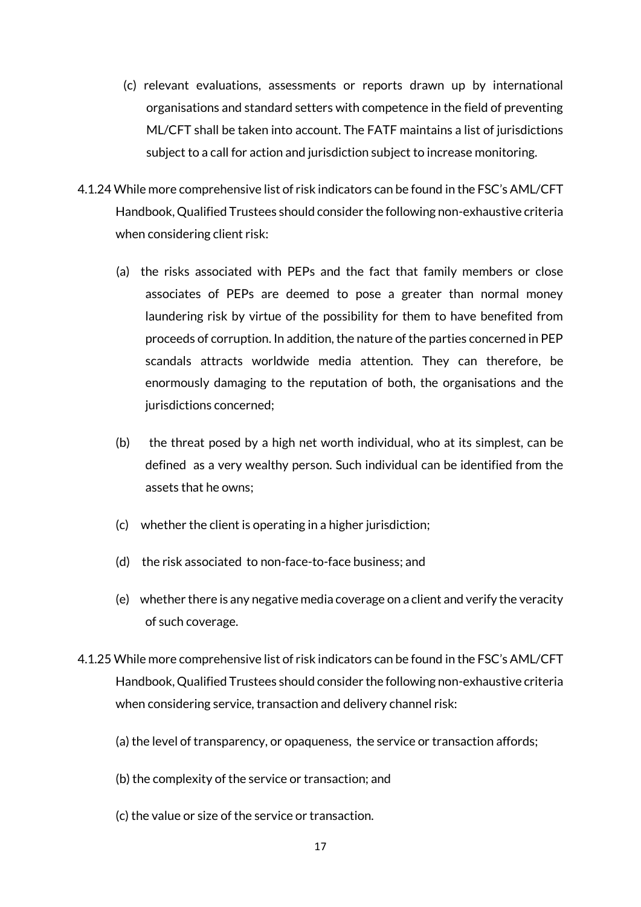(c) relevant evaluations, assessments or reports drawn up by international organisations and standard setters with competence in the field of preventing ML/CFT shall be taken into account. The FATF maintains a list of jurisdictions subject to a call for action and jurisdiction subject to increase monitoring.

4.1.24 While more comprehensive list of risk indicators can be found in the FSC's AML/CFT Handbook, Qualified Trustees should consider the following non-exhaustive criteria when considering client risk:

(a) the risks associated with PEPs and the fact that family members or close associates of PEPs are deemed to pose a greater than normal money laundering risk by virtue of the possibility for them to have benefited from proceeds of corruption. In addition, the nature of the parties concerned in PEP scandals attracts worldwide media attention. They can therefore, be enormously damaging to the reputation of both, the organisations and the jurisdictions concerned;

(b) the threat posed by a high net worth individual, who at its simplest, can be defined as a very wealthy person. Such individual can be identified from the assets that he owns;

(c) whether the client is operating in a higher jurisdiction;

(d) the risk associated to non-face-to-face business; and

(e) whether there is any negative media coverage on a client and verify the veracity of such coverage.

4.1.25 While more comprehensive list of risk indicators can be found in the FSC's AML/CFT Handbook, Qualified Trustees should consider the following non-exhaustive criteria when considering service, transaction and delivery channel risk:

(a) the level of transparency, or opaqueness, the service or transaction affords;

(b) the complexity of the service or transaction; and

(c) the value or size of the service or transaction.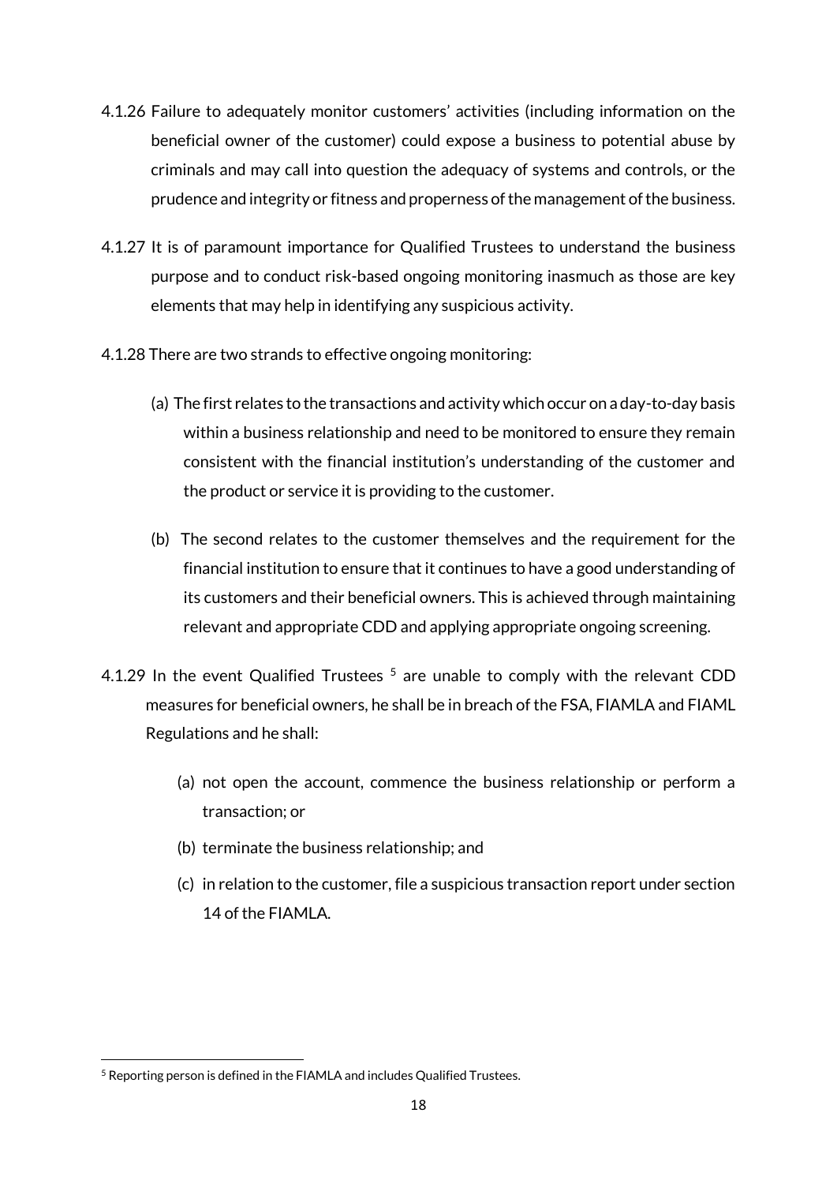4.1.26 Failure to adequately monitor customers' activities (including information on the beneficial owner of the customer) could expose a business to potential abuse by criminals and may call into question the adequacy of systems and controls, or the prudence and integrity or fitness and properness of the management of the business.

4.1.27 It is of paramount importance for Qualified Trustees to understand the business purpose and to conduct risk-based ongoing monitoring inasmuch as those are key elements that may help in identifying any suspicious activity.

4.1.28 There are two strands to effective ongoing monitoring:

(a) The first relates to the transactions and activity which occur on a day-to-day basis within a business relationship and need to be monitored to ensure they remain consistent with the financial institution's understanding of the customer and the product or service it is providing to the customer.

(b) The second relates to the customer themselves and the requirement for the financial institution to ensure that it continues to have a good understanding of its customers and their beneficial owners. This is achieved through maintaining relevant and appropriate CDD and applying appropriate ongoing screening.

4.1.29 In the event Qualified Trustees [5] are unable to comply with the relevant CDD measures for beneficial owners, he shall be in breach of the FSA, FIAMLA and FIAML Regulations and he shall:

(a) not open the account, commence the business relationship or perform a transaction; or

(b) terminate the business relationship; and

(c) in relation to the customer, file a suspicious transaction report under section 14 of the FIAMLA.

[5] Reporting person is defined in the FIAMLA and includes Qualified Trustees.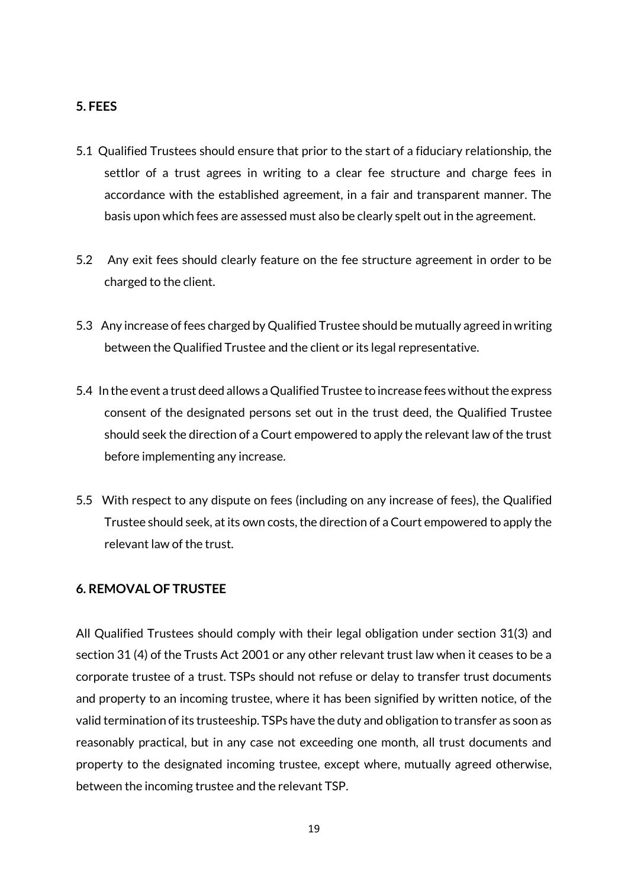## 5. FEES

5.1 Qualified Trustees should ensure that prior to the start of a fiduciary relationship, the settlor of a trust agrees in writing to a clear fee structure and charge fees in accordance with the established agreement, in a fair and transparent manner. The basis upon which fees are assessed must also be clearly spelt out in the agreement.

5.2 Any exit fees should clearly feature on the fee structure agreement in order to be charged to the client.

5.3 Any increase of fees charged by Qualified Trustee should be mutually agreed in writing between the Qualified Trustee and the client or its legal representative.

5.4 In the event a trust deed allows a Qualified Trustee to increase fees without the express consent of the designated persons set out in the trust deed, the Qualified Trustee should seek the direction of a Court empowered to apply the relevant law of the trust before implementing any increase.

5.5 With respect to any dispute on fees (including on any increase of fees), the Qualified Trustee should seek, at its own costs, the direction of a Court empowered to apply the relevant law of the trust.

## 6. REMOVAL OF TRUSTEE

All Qualified Trustees should comply with their legal obligation under section 31(3) and section 31 (4) of the Trusts Act 2001 or any other relevant trust law when it ceases to be a corporate trustee of a trust. TSPs should not refuse or delay to transfer trust documents and property to an incoming trustee, where it has been signified by written notice, of the valid termination of its trusteeship. TSPs have the duty and obligation to transfer as soon as reasonably practical, but in any case not exceeding one month, all trust documents and property to the designated incoming trustee, except where, mutually agreed otherwise, between the incoming trustee and the relevant TSP.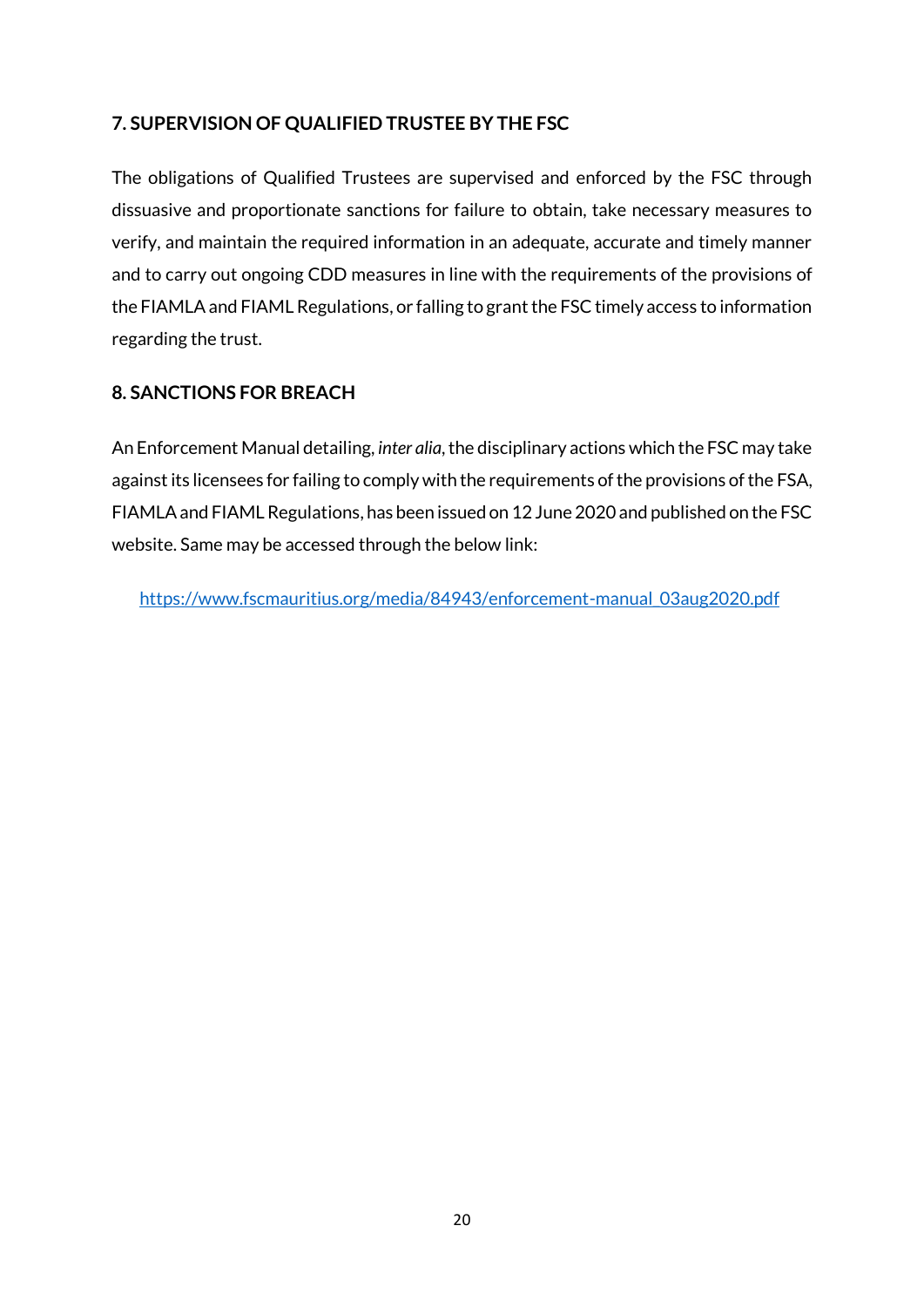## 7. SUPERVISION OF QUALIFIED TRUSTEE BY THE FSC

The obligations of Qualified Trustees are supervised and enforced by the FSC through dissuasive and proportionate sanctions for failure to obtain, take necessary measures to verify, and maintain the required information in an adequate, accurate and timely manner and to carry out ongoing CDD measures in line with the requirements of the provisions of the FIAMLA and FIAML Regulations, or falling to grant the FSC timely access to information regarding the trust.

## 8. SANCTIONS FOR BREACH

An Enforcement Manual detailing, *inter alia*, the disciplinary actions which the FSC may take against its licensees for failing to comply with the requirements of the provisions of the FSA, FIAMLA and FIAML Regulations, has been issued on 12 June 2020 and published on the FSC website. Same may be accessed through the below link:

https://www.fscmauritius.org/media/84943/enforcement-manual_03aug2020.pdf